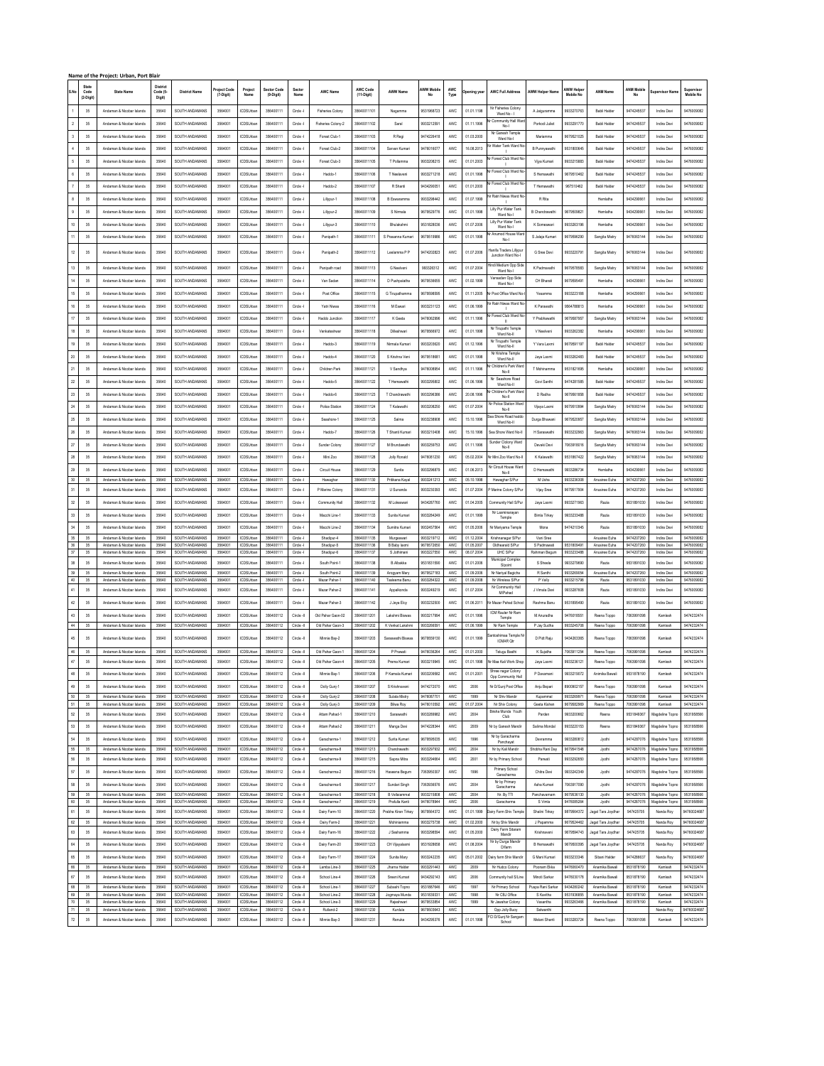## Name of the Project: Urban, Port Blair

| S.No | State Code (2-Digit) | State Name | District Code (5-Digit) | District Name | Project Code (7-Digit) | Project Name | Sector Code (9-Digit) | Sector Name | AWC Name | AWC Code (11-Digit) | AWW Name | AWW Mobile No | AWC Type | Opening year | AWC Full Address | AWW Helper Name | AWW Helper Mobile No | ANM Name | ANM Mobile No | Supervisor Name | Supervisor Mobile No |
|---|---|---|---|---|---|---|---|---|---|---|---|---|---|---|---|---|---|---|---|---|---|
| 1 | 35 | Andaman & Nicobar Islands | 35640 | SOUTH ANDAMANS | 3564001 | ICDSUrban | 356400111 | Circle -I | Fisheries Colony | 35640011101 | Nagamma | 9531868723 | AWC | 01.01.1998 | Nr Fisheries Colony Ward No - I | A Jalajuramma | 9933270763 | Babli Halder | 9474245537 | Indira Devi | 9476009082 |
| 2 | 35 | Andaman & Nicobar Islands | 35640 | SOUTH ANDAMANS | 3564001 | ICDSUrban | 356400111 | Circle -I | Fisheries Colony-2 | 35640011102 | Sarel | 9933212591 | AWC | 01.11.1998 | Nr Community Hall Ward No-I | Porkodi Juliet | 9933291770 | Babli Halder | 9474245537 | Indira Devi | 9476009082 |
| 3 | 35 | Andaman & Nicobar Islands | 35640 | SOUTH ANDAMANS | 3564001 | ICDSUrban | 356400111 | Circle -I | Forest Club-1 | 35640011103 | R Regi | 9474226418 | AWC | 01.03.2000 | Nr Ganesh Temple Ward No-I | Mariamma | 9679521025 | Babli Halder | 9474245537 | Indira Devi | 9476009082 |
| 4 | 35 | Andaman & Nicobar Islands | 35640 | SOUTH ANDAMANS | 3564001 | ICDSUrban | 356400111 | Circle -I | Forest Club-2 | 35640011104 | Sarvan Kumari | 9476016077 | AWC | 16.08.2013 | Nr Water Tank Ward No-I | B Punnyavathi | 9531800645 | Babli Halder | 9474245537 | Indira Devi | 9476009082 |
| 5 | 35 | Andaman & Nicobar Islands | 35640 | SOUTH ANDAMANS | 3564001 | ICDSUrban | 356400111 | Circle -I | Forest Club-3 | 35640011105 | T Pollamma | 9933208215 | AWC | 01.01.2003 | Nr Forest Club Ward No-I | Vijya Kumari | 9933215883 | Babli Halder | 9474245537 | Indira Devi | 9476009082 |
| 6 | 35 | Andaman & Nicobar Islands | 35640 | SOUTH ANDAMANS | 3564001 | ICDSUrban | 356400111 | Circle -I | Haddo-1 | 35640011106 | T Neelaveni | 9933271218 | AWC | 01.01.1998 | Nr Forest Club Ward No-I | S Hemawathi | 9679510462 | Babli Halder | 9474245537 | Indira Devi | 9476009082 |
| 7 | 35 | Andaman & Nicobar Islands | 35640 | SOUTH ANDAMANS | 3564001 | ICDSUrban | 356400111 | Circle -I | Haddo-2 | 35640011107 | R Shanti | 9434290051 | AWC | 01.01.2000 | Nr Forest Club Ward No-I | T Hemavathi | 967510462 | Babli Halder | 9474245537 | Indira Devi | 9476009082 |
| 8 | 35 | Andaman & Nicobar Islands | 35640 | SOUTH ANDAMANS | 3564001 | ICDSUrban | 356400111 | Circle -I | Lillypur-1 | 35640011108 | B Eswaramma | 9933206442 | AWC | 01.07.1998 | Nr Rathi Niwas Ward No-I | R Rita | | Hemlatha | 9434290661 | Indira Devi | 9476009082 |
| 9 | 35 | Andaman & Nicobar Islands | 35640 | SOUTH ANDAMANS | 3564001 | ICDSUrban | 356400111 | Circle -I | Lillypur-2 | 35640011109 | S Nirmala | 9679529776 | AWC | 01.01.1998 | Lilly Pur Water Tank Ward No-I | B Chandravathi | 9679509821 | Hemlatha | 9434290661 | Indira Devi | 9476009082 |
| 10 | 35 | Andaman & Nicobar Islands | 35640 | SOUTH ANDAMANS | 3564001 | ICDSUrban | 356400111 | Circle -I | Lillypur-3 | 35640011110 | Bhulakshmi | 9531828536 | AWC | 01.07.2006 | Lilly Pur Water Tank Ward No-I | K Someswari | 9933263106 | Hemlatha | 9434290661 | Indira Devi | 9476009082 |
| 11 | 35 | Andaman & Nicobar Islands | 35640 | SOUTH ANDAMANS | 3564001 | ICDSUrban | 356400111 | Circle -I | Panipath-1 | 35640011111 | S Prasanna Kumari | 9679519988 | AWC | 01.01.1998 | Nr Anumod House Ward No-I | S Jalaja Kumari | 9679596290 | Sangita Mistry | 9476063144 | Indira Devi | 9476009082 |
| 12 | 35 | Andaman & Nicobar Islands | 35640 | SOUTH ANDAMANS | 3564001 | ICDSUrban | 356400111 | Circle -I | Panipath-2 | 35640011112 | Leelamma P P | 9474202823 | AWC | 01.07.2006 | Hasila Traders Lillypur Junction Ward No-I | G Sree Devi | 9933220791 | Sangita Mistry | 9476063144 | Indira Devi | 9476009082 |
| 13 | 35 | Andaman & Nicobar Islands | 35640 | SOUTH ANDAMANS | 3564001 | ICDSUrban | 356400111 | Circle -I | Panipath road | 35640011113 | G Neelveni | 993326312 | AWC | 01.07.2004 | Hindi Medium Opp Side Ward No-I | K Padmavathi | 9679878583 | Sangita Mistry | 9476063144 | Indira Devi | 9476009082 |
| 14 | 35 | Andaman & Nicobar Islands | 35640 | SOUTH ANDAMANS | 3564001 | ICDSUrban | 356400111 | Circle -I | Van Sadan | 35640011114 | D Pushpalatha | 9679536658 | AWC | 01.02.1999 | Vanasadan Opp Side Ward No-I | CH Bharati | 9679595491 | Hemlatha | 9434290661 | Indira Devi | 9476009082 |
| 15 | 35 | Andaman & Nicobar Islands | 35640 | SOUTH ANDAMANS | 3564001 | ICDSUrban | 356400111 | Circle -I | Post Office | 35640011115 | G Tirupathamma | 9679599565 | AWC | 01.11.2005 | Nr Post Office Ward No-I | Yesamma | 9933223188 | Hemlatha | 9434290661 | Indira Devi | 9476009082 |
| 16 | 35 | Andaman & Nicobar Islands | 35640 | SOUTH ANDAMANS | 3564001 | ICDSUrban | 356400111 | Circle -I | Yatri Niwas | 35640011116 | M Eswari | 9933231123 | AWC | 01.06.1999 | Nr Rathi Niwas Ward No-I | K Paravathi | 9564788813 | Hemlatha | 9434290661 | Indira Devi | 9476009082 |
| 17 | 35 | Andaman & Nicobar Islands | 35640 | SOUTH ANDAMANS | 3564001 | ICDSUrban | 356400111 | Circle -I | Haddo Junction | 35640011117 | K Geeta | 9476062996 | AWC | 01.11.1998 | Nr Forest Club Ward No-II | Y Prabhavathi | 9679587957 | Sangita Mistry | 9476063144 | Indira Devi | 9476009082 |
| 18 | 35 | Andaman & Nicobar Islands | 35640 | SOUTH ANDAMANS | 3564001 | ICDSUrban | 356400111 | Circle -I | Venkateshwar | 35640011118 | Dilleshwari | 9679566972 | AWC | 01.01.1998 | Nr Tirupathi Temple Ward No-II | V Neelveni | 9933262382 | Hemlatha | 9434290661 | Indira Devi | 9476009082 |
| 19 | 35 | Andaman & Nicobar Islands | 35640 | SOUTH ANDAMANS | 3564001 | ICDSUrban | 356400111 | Circle -I | Haddo-3 | 35640011119 | Nirmala Kumari | 9933203920 | AWC | 01.12.1998 | Nr Tirupathi Temple Ward No-II | Y Vara Laxmi | 9679591197 | Babli Halder | 9474245537 | Indira Devi | 9476009082 |
| 20 | 35 | Andaman & Nicobar Islands | 35640 | SOUTH ANDAMANS | 3564001 | ICDSUrban | 356400111 | Circle -I | Haddo-4 | 35640011120 | S Krishna Veni | 9679518661 | AWC | 01.01.1998 | Nr Krishna Temple Ward No-II | Jaya Laxmi | 9933262483 | Babli Halder | 9474245537 | Indira Devi | 9476009082 |
| 21 | 35 | Andaman & Nicobar Islands | 35640 | SOUTH ANDAMANS | 3564001 | ICDSUrban | 356400111 | Circle -I | Children Park | 35640011121 | V Sandhya | 9476008954 | AWC | 01.11.1998 | Nr Children's Park Ward No-II | T Mahinamma | 9531821695 | Hemlatha | 9434290661 | Indira Devi | 9476009082 |
| 22 | 35 | Andaman & Nicobar Islands | 35640 | SOUTH ANDAMANS | 3564001 | ICDSUrban | 356400111 | Circle -I | Haddo-5 | 35640011122 | T Hemavathi | 9933295802 | AWC | 01.06.1998 | Nr Seashore Road Ward No-II | Govi Santhi | 9474281585 | Babli Halder | 9474245537 | Indira Devi | 9476009082 |
| 23 | 35 | Andaman & Nicobar Islands | 35640 | SOUTH ANDAMANS | 3564001 | ICDSUrban | 356400111 | Circle -I | Haddo-6 | 35640011123 | T Chandravathi | 9933296366 | AWC | 20.08.1996 | Nr Children's Park Ward No-II | D Radha | 9675661858 | Babli Halder | 9474245537 | Indira Devi | 9476009082 |
| 24 | 35 | Andaman & Nicobar Islands | 35640 | SOUTH ANDAMANS | 3564001 | ICDSUrban | 356400111 | Circle -I | Police Station | 35640011124 | T Kalavathi | 9933208250 | AWC | 01.07.2004 | Nr Police Station Ward No-II | Vijaya Laxmi | 9679510994 | Sangita Mistry | 9476063144 | Indira Devi | 9476009082 |
| 25 | 35 | Andaman & Nicobar Islands | 35640 | SOUTH ANDAMANS | 3564001 | ICDSUrban | 356400111 | Circle -I | Seashore-1 | 35640011125 | Salma | 9933238908 | AWC | 15.10.1998 | Sea Shore Road haddo Ward No-II | Durga Bhawani | 9679520957 | Sangita Mistry | 9476063144 | Indira Devi | 9476009082 |
| 26 | 35 | Andaman & Nicobar Islands | 35640 | SOUTH ANDAMANS | 3564001 | ICDSUrban | 356400111 | Circle -I | Haddo-7 | 35640011126 | T Shanti Kumari | 9933210408 | AWC | 15.10.1998 | Sea Shore Ward No-II | H Saraswathi | 9933232963 | Sangita Mistry | 9476063144 | Indira Devi | 9476009082 |
| 27 | 35 | Andaman & Nicobar Islands | 35640 | SOUTH ANDAMANS | 3564001 | ICDSUrban | 356400111 | Circle -I | Sunder Colony | 35640011127 | M Brundavathi | 9933259753 | AWC | 01.11.1998 | Sunder Colony Ward No-II | Devaki Devi | 7063918516 | Sangita Mistry | 9476063144 | Indira Devi | 9476009082 |
| 28 | 35 | Andaman & Nicobar Islands | 35640 | SOUTH ANDAMANS | 3564001 | ICDSUrban | 356400111 | Circle -I | Mini Zoo | 35640011128 | Jolly Ronald | 9476081230 | AWC | 05.02.2004 | Nr Mini Zoo Ward No-II | K Kalavathi | 9531867422 | Sangita Mistry | 9476063144 | Indira Devi | 9476009082 |
| 29 | 35 | Andaman & Nicobar Islands | 35640 | SOUTH ANDAMANS | 3564001 | ICDSUrban | 356400111 | Circle -I | Circuit House | 35640011129 | Sunita | 9933296879 | AWC | 01.06.2013 | Nr Circuit House Ward No-II | D Hemavathi | 9933288734 | Hemlatha | 9434290661 | Indira Devi | 9476009082 |
| 30 | 35 | Andaman & Nicobar Islands | 35640 | SOUTH ANDAMANS | 3564001 | ICDSUrban | 356400111 | Circle -I | Hawaghar | 35640011130 | Pritikana Kayal | 9933241213 | AWC | 05.10.1998 | Hawaghar S/Pur | M Usha | 9933236308 | Anusree Euha | 9474207260 | Indira Devi | 9476009082 |
| 31 | 35 | Andaman & Nicobar Islands | 35640 | SOUTH ANDAMANS | 3564001 | ICDSUrban | 356400111 | Circle -I | P.Marine Colony | 35640011131 | U Suvenda | 9933230393 | AWC | 01.07.2004 | P Marine Colony S/Pur | Vijay Sree | 9679517804 | Anusree Euha | 9474207260 | Indira Devi | 9476009082 |
| 32 | 35 | Andaman & Nicobar Islands | 35640 | SOUTH ANDAMANS | 3564001 | ICDSUrban | 356400111 | Circle -I | Community Hall | 35640011132 | M Lokeswari | 9434287760 | AWC | 01.04.2005 | Community Hall S/Pur | Jaya Laxmi | 9933271963 | Razia | 9531891030 | Indira Devi | 9476009082 |
| 33 | 35 | Andaman & Nicobar Islands | 35640 | SOUTH ANDAMANS | 3564001 | ICDSUrban | 356400111 | Circle -I | Macchi Line-1 | 35640011133 | Sunita Kumari | 9933284249 | AWC | 01.01.1998 | Nr Laxminarayan Temple | Bimla Tirkey | 9933233488 | Razia | 9531891030 | Indira Devi | 9476009082 |
| 34 | 35 | Andaman & Nicobar Islands | 35640 | SOUTH ANDAMANS | 3564001 | ICDSUrban | 356400111 | Circle -I | Macchi Line-2 | 35640011134 | Sumitra Kumari | 9933457964 | AWC | 01.05.2008 | Nr Mariyamma Temple | Mona | 9474210345 | Razia | 9531891030 | Indira Devi | 9476009082 |
| 35 | 35 | Andaman & Nicobar Islands | 35640 | SOUTH ANDAMANS | 3564001 | ICDSUrban | 356400111 | Circle -I | Shadipur-4 | 35640011135 | Murgeswari | 9933219712 | AWC | 01.12.2004 | Krishnanagar S/Pur | Vani Sree | | Anusree Euha | 9474207260 | Indira Devi | 9476009082 |
| 36 | 35 | Andaman & Nicobar Islands | 35640 | SOUTH ANDAMANS | 3564001 | ICDSUrban | 356400111 | Circle -I | Shadipur-5 | 35640011136 | B.Baby laxmi | 9679572650 | AWC | 01.05.2007 | Oldhaveli S/Pur | S Padmavati | 9531805491 | Anusree Euha | 9474207260 | Indira Devi | 9476009082 |
| 37 | 35 | Andaman & Nicobar Islands | 35640 | SOUTH ANDAMANS | 3564001 | ICDSUrban | 356400111 | Circle -I | Shadipur-6 | 35640011137 | S Jothimani | 9933227950 | AWC | 08.07.2004 | UHC S/Pur | Rahiman Begum | 9933233486 | Anusree Euha | 9474207260 | Indira Devi | 9476009082 |
| 38 | 35 | Andaman & Nicobar Islands | 35640 | SOUTH ANDAMANS | 3564001 | ICDSUrban | 356400111 | Circle -I | South Point-1 | 35640011138 | B Albakka | 9531831590 | AWC | 01.01.2008 | Municipal Complex S/point | S Sheela | 9933279690 | Razia | 9531891030 | Indira Devi | 9476009082 |
| 39 | 35 | Andaman & Nicobar Islands | 35640 | SOUTH ANDAMANS | 3564001 | ICDSUrban | 356400111 | Circle -I | South Point-2 | 35640011139 | Arogyam Mary | 9679527163 | AWC | 01.09.2008 | Nr Nariyal Bagicha | R Santhi | 9933269654 | Anusree Euha | 9474207260 | Indira Devi | 9476009082 |
| 40 | 35 | Andaman & Nicobar Islands | 35640 | SOUTH ANDAMANS | 3564001 | ICDSUrban | 356400111 | Circle -I | Mazar Pahar-1 | 35640011140 | Tasleema Banu | 9933284322 | AWC | 01.09.2008 | Nr Wireless S/Pur | P Vally | 9933215798 | Razia | 9531891030 | Indira Devi | 9476009082 |
| 41 | 35 | Andaman & Nicobar Islands | 35640 | SOUTH ANDAMANS | 3564001 | ICDSUrban | 356400111 | Circle -I | Mazar Pahar-2 | 35640011141 | Appalkonda | 9933249219 | AWC | 01.07.2004 | Nr Community Hall M/Pahad | J Vimala Devi | 9933287608 | Razia | 9531891030 | Indira Devi | 9476009082 |
| 42 | 35 | Andaman & Nicobar Islands | 35640 | SOUTH ANDAMANS | 3564001 | ICDSUrban | 356400111 | Circle -I | Mazar Pahar-3 | 35640011142 | J Jaya Elcy | 9933232500 | AWC | 01.06.2011 | Nr Mazar Pahad School | Reshma Banu | 9531895490 | Razia | 9531891030 | Indira Devi | 9476009082 |
| 43 | 35 | Andaman & Nicobar Islands | 35640 | SOUTH ANDAMANS | 3564001 | ICDSUrban | 356400112 | Circle -II | Old Pahar Gaon-02 | 35640011201 | Lakshmi Biswas | 9933217994 | AWC | 01.01.1998 | ICM Router Nr Ram Temple | M Anuradha | 9476018551 | Reena Toppo | 7063991098 | Kamlesh | 9474232474 |
| 44 | 35 | Andaman & Nicobar Islands | 35640 | SOUTH ANDAMANS | 3564001 | ICDSUrban | 356400112 | Circle -II | Old Pahar Gaon-3 | 35640011202 | K Venkat Lakshmi | 9933266591 | AWC | 01.06.1998 | Nr Ram Temple | P Jay Sudha | 9933245708 | Reena Toppo | 7063991098 | Kamlesh | 9474232474 |
| 45 | 35 | Andaman & Nicobar Islands | 35640 | SOUTH ANDAMANS | 3564001 | ICDSUrban | 356400112 | Circle -II | Minnie Bay-2 | 35640011203 | Saraswathi Biswas | 9679559130 | AWC | 01.01.1999 | Santoshimaa Temple Nr ICMAR Qtr | D Pidi Raju | 9434283365 | Reena Toppo | 7063991098 | Kamlesh | 9474232474 |
| 46 | 35 | Andaman & Nicobar Islands | 35640 | SOUTH ANDAMANS | 3564001 | ICDSUrban | 356400112 | Circle -II | Old Pahar Gaon-1 | 35640011204 | P Prawati | 9476036264 | AWC | 01.01.2000 | Telugu Basthi | K Sujatha | 7063911254 | Reena Toppo | 7063991098 | Kamlesh | 9474232474 |
| 47 | 35 | Andaman & Nicobar Islands | 35640 | SOUTH ANDAMANS | 3564001 | ICDSUrban | 356400112 | Circle -II | Old Pahar Gaon-4 | 35640011205 | Prema Kumari | 9933219945 | AWC | 01.01.1998 | Nr Maa Kali Work Shop | Jaya Laxmi | 9933236121 | Reena Toppo | 7063991098 | Kamlesh | 9474232474 |
| 48 | 35 | Andaman & Nicobar Islands | 35640 | SOUTH ANDAMANS | 3564001 | ICDSUrban | 356400112 | Circle -II | Minnie Bay-1 | 35640011206 | P Kamala Kumari | 9933209582 | AWC | 01.01.2001 | Shree nagar Colony Opp Community Hall | P Devamani | 9933219672 | Animika Biswal | 9531878190 | Kamlesh | 9474232474 |
| 49 | 35 | Andaman & Nicobar Islands | 35640 | SOUTH ANDAMANS | 3564001 | ICDSUrban | 356400112 | Circle -II | Dolly Gunj-1 | 35640011207 | S Krishnaveni | 9474272070 | AWC | 2006 | Nr D/Gunj Post Office | Anju Bepari | 8900802157 | Reena Toppo | 7063991098 | Kamlesh | 9474232474 |
| 50 | 35 | Andaman & Nicobar Islands | 35640 | SOUTH ANDAMANS | 3564001 | ICDSUrban | 356400112 | Circle -II | Dolly Gunj-2 | 35640011208 | Sulata Mistry | 9476087701 | AWC | 1999 | Nr Shiv Mandir | Kapanmai | 9933285971 | Reena Toppo | 7063991098 | Kamlesh | 9474232474 |
| 51 | 35 | Andaman & Nicobar Islands | 35640 | SOUTH ANDAMANS | 3564001 | ICDSUrban | 356400112 | Circle -II | Dolly Gunj-3 | 35640011209 | Bilwa Roy | 9476015592 | AWC | 01.07.2004 | Nr Shiv Colony | Geeta Kishan | 9679502969 | Reena Toppo | 7063991098 | Kamlesh | 9474232474 |
| 52 | 35 | Andaman & Nicobar Islands | 35640 | SOUTH ANDAMANS | 3564001 | ICDSUrban | 356400112 | Circle -II | Attam Pahad-1 | 35640011210 | Saraswathi | 9933289982 | AWC | 2004 | Birsha Munda Youth Club | Pardan | 9933200662 | Reena | 9531848067 | Magdeline Topno | 9531958566 |
| 53 | 35 | Andaman & Nicobar Islands | 35640 | SOUTH ANDAMANS | 3564001 | ICDSUrban | 356400112 | Circle -II | Attam Pahad-2 | 35640011211 | Manga Devi | 9474228344 | AWC | 2009 | Nr by Ganesh Mandir | Salima Mondal | 9933220153 | Reena | 9531848067 | Magdeline Topno | 9531958566 |
| 54 | 35 | Andaman & Nicobar Islands | 35640 | SOUTH ANDAMANS | 3564001 | ICDSUrban | 356400112 | Circle -II | Garacharma-1 | 35640011212 | Sunita Kumari | 9679595035 | AWC | 1996 | Nr by Garacharma Panchayat | Devramma | 9933280812 | Jyothi | 9474287076 | Magdeline Topno | 9531958566 |
| 55 | 35 | Andaman & Nicobar Islands | 35640 | SOUTH ANDAMANS | 3564001 | ICDSUrban | 356400112 | Circle -II | Garacharma-8 | 35640011213 | Chandravathi | 9933297932 | AWC | 2004 | Nr by Kali Mandir | Shobha Rani Dey | 9679541848 | Jyothi | 9474287076 | Magdeline Topno | 9531958566 |
| 56 | 35 | Andaman & Nicobar Islands | 35640 | SOUTH ANDAMANS | 3564001 | ICDSUrban | 356400112 | Circle -II | Garacharma-9 | 35640011215 | Sapna Mitra | 9933204964 | AWC | 2001 | Nr by Primary School | Parvati | 9933292850 | Jyothi | 9474287076 | Magdeline Topno | 9531958566 |
| 57 | 35 | Andaman & Nicobar Islands | 35640 | SOUTH ANDAMANS | 3564001 | ICDSUrban | 356400112 | Circle -II | Garacharma-2 | 35640011216 | Haseena Begum | 7063950307 | AWC | 1996 | Primary School Garacharma | Chitra Devi | 9933242349 | Jyothi | 9474287076 | Magdeline Topno | 9531958566 |
| 58 | 35 | Andaman & Nicobar Islands | 35640 | SOUTH ANDAMANS | 3564001 | ICDSUrban | 356400112 | Circle -II | Garacharma-6 | 35640011217 | Sundari Singh | 7063936576 | AWC | 2004 | Nr by Primary Garacharma | Asha Kumari | 7063917090 | Jyothi | 9474287076 | Magdeline Topno | 9531958566 |
| 59 | 35 | Andaman & Nicobar Islands | 35640 | SOUTH ANDAMANS | 3564001 | ICDSUrban | 356400112 | Circle -II | Garacharma-5 | 35640011218 | B Vellaiammal | 9933215808 | AWC | 2004 | Nr. By TTI | Panchavarnam | 9679536130 | Jyothi | 9474287076 | Magdeline Topno | 9531958566 |
| 60 | 35 | Andaman & Nicobar Islands | 35640 | SOUTH ANDAMANS | 3564001 | ICDSUrban | 356400112 | Circle -II | Garacharma-7 | 35640011219 | Prafulla Kanti | 9476078944 | AWC | 2006 | Garacharma | S Vimla | 9476085264 | Jyothi | 9474287076 | Magdeline Topno | 9531958566 |
| 61 | 35 | Andaman & Nicobar Islands | 35640 | SOUTH ANDAMANS | 3564001 | ICDSUrban | 356400112 | Circle -II | Dairy Farm-10 | 35640011220 | Prabha Kiran Tirkey | 9679564372 | AWC | 01.01.1999 | Dairy Farm Shiv Temple | Shalini Tirkey | 9679564372 | Jagat Tara Joydhar | 947425705 | Nanda Roy | 9476002468 |
| 62 | 35 | Andaman & Nicobar Islands | 35640 | SOUTH ANDAMANS | 3564001 | ICDSUrban | 356400112 | Circle -II | Dairy Farm-2 | 35640011221 | Mohinamma | 9933275738 | AWC | 01.02.2000 | Nr by Shiv Mandir | J Papamma | 9679524462 | Jagat Tara Joydhar | 947425705 | Nanda Roy | 9476002468 |
| 63 | 35 | Andaman & Nicobar Islands | 35640 | SOUTH ANDAMANS | 3564001 | ICDSUrban | 356400112 | Circle -II | Dairy Farm-16 | 35640011222 | J Seshamma | 9933298594 | AWC | 01.05.2000 | Dairy Farm Sitaram Mandir | Krishnaveni | 9679594743 | Jagat Tara Joydhar | 947425705 | Nanda Roy | 9476002468 |
| 64 | 35 | Andaman & Nicobar Islands | 35640 | SOUTH ANDAMANS | 3564001 | ICDSUrban | 356400112 | Circle -II | Dairy Farm-20 | 35640011223 | CH Vijayalaxmi | 9531928858 | AWC | 01.06.2004 | Nr by Durga Mandir D/farm | B Hemawathi | 9679530395 | Jagat Tara Joydhar | 947425705 | Nanda Roy | 9476002468 |
| 65 | 35 | Andaman & Nicobar Islands | 35640 | SOUTH ANDAMANS | 3564001 | ICDSUrban | 356400112 | Circle -II | Dairy Farm-17 | 35640011224 | Sunita Mary | 9933242228 | AWC | 05.01.2002 | Dairy farm Shiv Mandir | G Mani Kumari | 9933233346 | Sibani Halder | 9474288637 | Nanda Roy | 9476002468 |
| 66 | 35 | Andaman & Nicobar Islands | 35640 | SOUTH ANDAMANS | 3564001 | ICDSUrban | 356400112 | Circle -II | Lamba Line-3 | 35640011225 | Jharna Halder | 9933291443 | AWC | 2009 | Nr Hudco Colony | Poonam Ekka | 9476060470 | Anamika Biswal | 9531878190 | Kamlesh | 9474232474 |
| 67 | 35 | Andaman & Nicobar Islands | 35640 | SOUTH ANDAMANS | 3564001 | ICDSUrban | 356400112 | Circle -II | School Line-4 | 35640011226 | Sreeni Kumari | 9434292143 | AWC | 2006 | Community hall S/Line | Minoti Sarkar | 9476030178 | Anamika Biswal | 9531878190 | Kamlesh | 9474232474 |
| 68 | 35 | Andaman & Nicobar Islands | 35640 | SOUTH ANDAMANS | 3564001 | ICDSUrban | 356400112 | Circle -II | School Line-1 | 35640011227 | Sabaahi Topno | 9531887646 | AWC | 1997 | Nr Primary School | Puspa Rani Sarkar | 9434280042 | Anamika Biswal | 9531878190 | Kamlesh | 9474232474 |
| 69 | 35 | Andaman & Nicobar Islands | 35640 | SOUTH ANDAMANS | 3564001 | ICDSUrban | 356400112 | Circle -II | School Line-2 | 35640011228 | Jogmaya Munda | 9531838351 | AWC | 1998 | Nr CBJ Office | S Kavitha | 9531836895 | Anamika Biswal | 9531878190 | Kamlesh | 9474232474 |
| 70 | 35 | Andaman & Nicobar Islands | 35640 | SOUTH ANDAMANS | 3564001 | ICDSUrban | 356400112 | Circle -II | School Line-3 | 35640011229 | Rajeshwari | 9679533854 | AWC | 1999 | Nr Jawahar Colony | Vasantha | 9933263466 | Anamika Biswal | 9531878190 | Kamlesh | 9474232474 |
| 71 | 35 | Andaman & Nicobar Islands | 35640 | SOUTH ANDAMANS | 3564001 | ICDSUrban | 356400112 | Circle -II | Rutland-2 | 35640011230 | Kurdala | 9679503843 | AWC | | Opp Jolly Buoy | Selvanthi | | | | Nanda Roy | 9476002468 |
| 72 | 35 | Andaman & Nicobar Islands | 35640 | SOUTH ANDAMANS | 3564001 | ICDSUrban | 356400112 | Circle -II | Minnie Bay-3 | 35640011231 | Renuka | 9434295376 | AWC | 01.01.1998 | FCI D/Gunj Nr Sangam School | Meteni Shanti | 9933283724 | Reena Toppo | 7063991098 | Kamlesh | 9474232474 |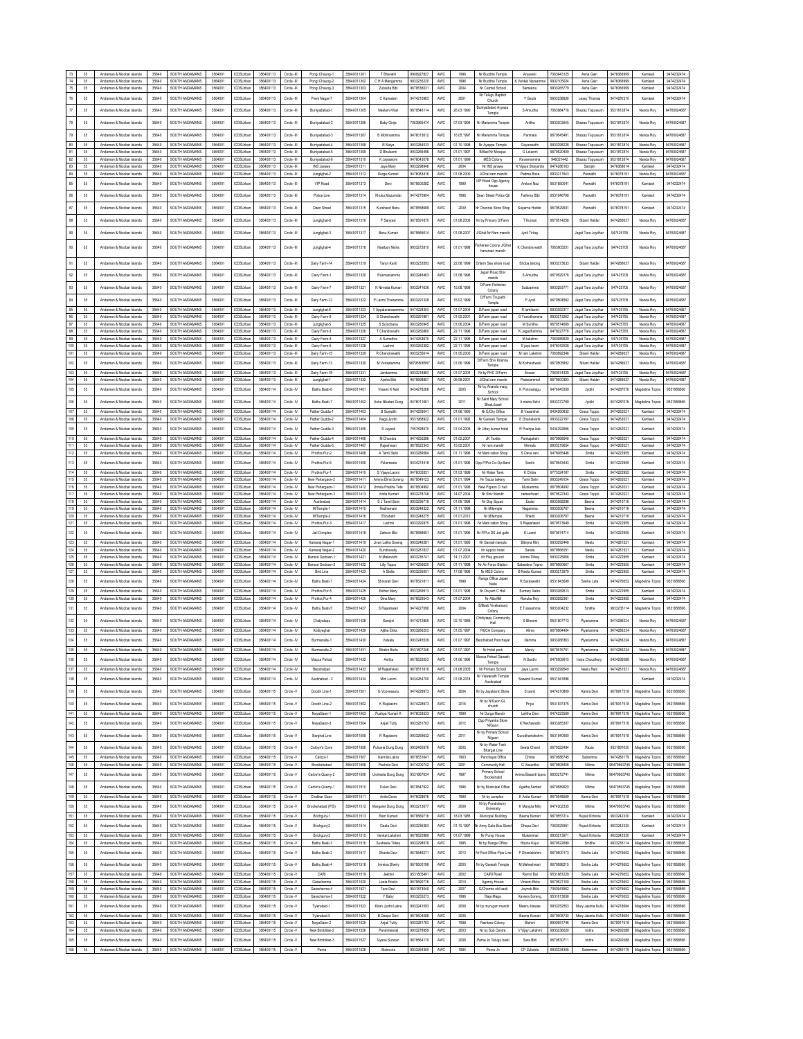| 73 | 35 | Andaman & Nicobar Islands | 35640 | SOUTH ANDAMANS | 3564001 | ICDSUrban | 356400113 | Circle - III | Pongi Chaung-1 | 35640011301 | T Bharathi | 8900927827 | AWC | 1996 | Nr Buddha Temple | Aryaveni | 7063943125 | Asha Gain | 9476068999 | Kamlesh | 9474232474 |
|---|---|---|---|---|---|---|---|---|---|---|---|---|---|---|---|---|---|---|---|---|---|
| 74 | 35 | Andaman & Nicobar Islands | 35640 | SOUTH ANDAMANS | 3564001 | ICDSUrban | 356400113 | Circle - III | Pongi Chaung-2 | 35640011302 | C H A Mangamma | 9933235220 | AWC | 1996 | Nr Buddha Temple | K Venkat Narsamma | 9932105624 | Asha Gain | 9476068999 | Kamlesh | 9474232474 |
| 75 | 35 | Andaman & Nicobar Islands | 35640 | SOUTH ANDAMANS | 3564001 | ICDSUrban | 356400113 | Circle - III | Pongi Chaung-3 | 35640011303 | Zubaida Bibi | 9679538031 | AWC | 2004 | Nr Carmel School | Sameena | 9933265779 | Asha Gain | 9476068999 | Kamlesh | 9474232474 |
| 76 | 35 | Andaman & Nicobar Islands | 35640 | SOUTH ANDAMANS | 3564001 | ICDSUrban | 356400113 | Circle - III | Prem Nagar-7 | 35640011304 | C Kamalam | 9474210963 | AWC | 2001 | Nr Telugu Baptish Church | Y Geola | 9933238926 | Lessy Thomas | 9474281510 | Kamlesh | 9474232474 |
| 77 | 35 | Andaman & Nicobar Islands | 35640 | SOUTH ANDAMANS | 3564001 | ICDSUrban | 356400113 | Circle - III | Bunyadabad-1 | 35640011305 | Neelam Khan | 9679546114 | AWC | 26.03.1990 | Bunyadabad Ayyapa Temple | S Amudha | 7063864718 | Shazaz Tapassum | 9531812874 | Nanda Roy | 9476024687 |
| 78 | 35 | Andaman & Nicobar Islands | 35640 | SOUTH ANDAMANS | 3564001 | ICDSUrban | 356400113 | Circle - III | Bunyadabad-2 | 35640011306 | Baby Girija | 7063965474 | AWC | 07.03.1994 | Nr Mariamma Temple | Anitha | 9933203845 | Shazaz Tapassum | 9531812874 | Nanda Roy | 9476024687 |
| 79 | 35 | Andaman & Nicobar Islands | 35640 | SOUTH ANDAMANS | 3564001 | ICDSUrban | 356400113 | Circle - III | Bunyadabad-3 | 35640011307 | B Mohinianma | 9476013612 | AWC | 16.05.1997 | Nr Mariamma Temple | Parimala | 9679545491 | Shazaz Tapassum | 9531812874 | Nanda Roy | 9476024687 |
| 80 | 35 | Andaman & Nicobar Islands | 35640 | SOUTH ANDAMANS | 3564001 | ICDSUrban | 356400113 | Circle - III | Bunyadabad-4 | 35640011308 | R Satya | 9933284153 | AWC | 01.10.1998 | Nr Ayyappa Temple | Gayaravathi | 9933298226 | Shazaz Tapassum | 9531812874 | Nanda Roy | 9476024687 |
| 81 | 35 | Andaman & Nicobar Islands | 35640 | SOUTH ANDAMANS | 3564001 | ICDSUrban | 356400113 | Circle - III | Bunyadabad-5 | 35640011309 | D Bhulaxmi | 9933266496 | AWC | 01.01.1997 | Bilbad Nr Mosque | G Lalaxmi | 9679520409 | Shazaz Tapassum | 9531812874 | Nanda Roy | 9476024687 |
| 82 | 35 | Andaman & Nicobar Islands | 35640 | SOUTH ANDAMANS | 3564001 | ICDSUrban | 356400113 | Circle - III | Bunyadabad-6 | 35640011310 | K Jayalaxmi | 9476043078 | AWC | 01.01.1999 | MES Colony | Raveennamma | 948021442 | Shazaz Tapassum | 9531812874 | Nanda Roy | 9476024687 |
| 83 | 35 | Andaman & Nicobar Islands | 35640 | SOUTH ANDAMANS | 3564001 | ICDSUrban | 356400113 | Circle - III | INS Jarawa | 35640011311 | Jaya Mary | 9933268946 | AWC | 2004 | Nr INS jarawa | K Vijaya Bhayamla | 9474286163 | Sarojini | 9476068614 | Kamlesh | 9474232474 |
| 84 | 35 | Andaman & Nicobar Islands | 35640 | SOUTH ANDAMANS | 3564001 | ICDSUrban | 356400113 | Circle - III | Junglighat-2 | 35640011312 | Durga Kumari | 9476063478 | AWC | 01.08.2005 | J/Ghat ram mandir | Padma Bose | 9933217643 | Parwathi | 9476078191 | Nanda Roy | 9476024687 |
| 85 | 35 | Andaman & Nicobar Islands | 35640 | SOUTH ANDAMANS | 3564001 | ICDSUrban | 356400113 | Circle - III | VIP Road | 35640011313 | Devi | 9679500282 | AWC | 1999 | VIP Road Opp Agency house | Ambori Naz | 9531850641 | Parwathi | 9476078191 | Kamlesh | 9474232474 |
| 86 | 35 | Andaman & Nicobar Islands | 35640 | SOUTH ANDAMANS | 3564001 | ICDSUrban | 356400113 | Circle - III | Police Line | 35640011314 | Khuku Mazumdar | 9474270904 | AWC | 1996 | Dean Street Police Qtr | Fathima Bibi | 9531946798 | Parwathi | 9476078191 | Kamlesh | 9474232474 |
| 87 | 35 | Andaman & Nicobar Islands | 35640 | SOUTH ANDAMANS | 3564001 | ICDSUrban | 356400113 | Circle - III | Dean Street | 35640011315 | Kursheed Banu | 9679558689 | AWC | 2009 | Nr Chennai Store Shop | Suparna Halder | 9679529601 | Parwathi | 9476078191 | Kamlesh | 9474232474 |
| 88 | 35 | Andaman & Nicobar Islands | 35640 | SOUTH ANDAMANS | 3564001 | ICDSUrban | 356400113 | Circle - III | Junglighat-8 | 35640011316 | P Saryasi | 9679591870 | AWC | 01.06.2008 | Nr by Primary D/Farm | T Kumari | 9679514258 | Sibani Halder | 9474288637 | Nanda Roy | 9476024687 |
| 89 | 35 | Andaman & Nicobar Islands | 35640 | SOUTH ANDAMANS | 3564001 | ICDSUrban | 356400113 | Circle - III | Junglighat-3 | 35640011317 | Banu Kumari | 9679568614 | AWC | 01.08.2007 | J/Ghat Nr Ram mandir | Jyoti Tirkey | | Jagat Tara Joydhar | 947425705 | Nanda Roy | 9476024687 |
| 90 | 35 | Andaman & Nicobar Islands | 35640 | SOUTH ANDAMANS | 3564001 | ICDSUrban | 356400113 | Circle - III | Junglighat-4 | 35640011318 | Neelban Nisha | 9933272610 | AWC | 01.01.1998 | Fisheries Colony J/Ghat hanuman mandir | K Chandra wathi | 7063905251 | Jagat Tara Joydhar | 947425705 | Nanda Roy | 9476024687 |
| 91 | 35 | Andaman & Nicobar Islands | 35640 | SOUTH ANDAMANS | 3564001 | ICDSUrban | 356400113 | Circle - III | Dairy Farm-14 | 35640011319 | Tarun Kanti | 9933233950 | AWC | 22.08.1999 | D/farm Sea shore road | Shoba belong | 9933273833 | Sibani Halder | 9474288637 | Nanda Roy | 9476024687 |
| 92 | 35 | Andaman & Nicobar Islands | 35640 | SOUTH ANDAMANS | 3564001 | ICDSUrban | 356400113 | Circle - III | Dairy Farm-1 | 35640011320 | Rukmaniamma | 9933246463 | AWC | 01.08.1998 | Japan Road Shiv mandir | S Amudha | 9679529176 | Jagat Tara Joydhar | 947425705 | Nanda Roy | 9476024687 |
| 93 | 35 | Andaman & Nicobar Islands | 35640 | SOUTH ANDAMANS | 3564001 | ICDSUrban | 356400113 | Circle - III | Dairy Farm-7 | 35640011321 | K Nirmala Kumari | 9933241636 | AWC | 15.08.1999 | D/Farm Fisheries Colony | Subbamma | 9933293771 | Jagat Tara Joydhar | 947425705 | Nanda Roy | 9476024687 |
| 94 | 35 | Andaman & Nicobar Islands | 35640 | SOUTH ANDAMANS | 3564001 | ICDSUrban | 356400113 | Circle - III | Dairy Farm-12 | 35640011322 | P Laxmi Thainamma | 9933291328 | AWC | 16.02.1998 | D/Farm Tirupathi Temple | P Jyoti | 9679504562 | Jagat Tara Joydhar | 947425705 | Nanda Roy | 9476024687 |
| 95 | 35 | Andaman & Nicobar Islands | 35640 | SOUTH ANDAMANS | 3564001 | ICDSUrban | 356400113 | Circle - III | Junglighat-6 | 35640011323 | Y Appalanarasamma | 9474228303 | AWC | 01.07.2004 | D/Farm japan road | R tamilselvi | 9933262377 | Jagat Tara Joydhar | 947425705 | Nanda Roy | 9476024687 |
| 96 | 35 | Andaman & Nicobar Islands | 35640 | SOUTH ANDAMANS | 3564001 | ICDSUrban | 356400113 | Circle - III | Dairy Farm-8 | 35640011324 | S Chandravathi | 9933291861 | AWC | 01.02.2001 | D/Farm japan road | G Yasodhamma | 9933213262 | Jagat Tara Joydhar | 947425705 | Nanda Roy | 9476024687 |
| 97 | 35 | Andaman & Nicobar Islands | 35640 | SOUTH ANDAMANS | 3564001 | ICDSUrban | 356400113 | Circle - III | Junglighat-5 | 35640011325 | S Sulochana | 9933280945 | AWC | 01.06.2004 | D/Farm japan road | M Sunitha | 9679514899 | Jagat Tara Joydhar | 947425705 | Nanda Roy | 9476024687 |
| 98 | 35 | Andaman & Nicobar Islands | 35640 | SOUTH ANDAMANS | 3564001 | ICDSUrban | 356400113 | Circle - III | Dairy Farm-3 | 35640011326 | T Chandravathi | 9933280860 | AWC | 22.11.1996 | D/Farm japan road | K Jagadhamma | 9474027778 | Jagat Tara Joydhar | 947425705 | Nanda Roy | 9476024687 |
| 99 | 35 | Andaman & Nicobar Islands | 35640 | SOUTH ANDAMANS | 3564001 | ICDSUrban | 356400113 | Circle - III | Dairy Farm-4 | 35640011327 | A Sumathira | 9474253070 | AWC | 22.11.1996 | D/Farm japan road | M lakshmi | 7063985629 | Jagat Tara Joydhar | 947425705 | Nanda Roy | 9476024687 |
| 100 | 35 | Andaman & Nicobar Islands | 35640 | SOUTH ANDAMANS | 3564001 | ICDSUrban | 356400113 | Circle - III | Dairy Farm-5 | 35640011328 | Lashmi | 9933262350 | AWC | 22.11.1996 | D/Farm japan road | S jaya laxmi | 9476042538 | Jagat Tara Joydhar | 947425705 | Nanda Roy | 9476024687 |
| 101 | 35 | Andaman & Nicobar Islands | 35640 | SOUTH ANDAMANS | 3564001 | ICDSUrban | 356400113 | Circle - III | Dairy Farm-15 | 35640011329 | R Chandrawathi | 9933235614 | AWC | 01.05.2000 | D/Farm japan road | M ram Lakshmi | 7063902346 | Sibani Halder | 9474288637 | Nanda Roy | 9476024687 |
| 102 | 35 | Andaman & Nicobar Islands | 35640 | SOUTH ANDAMANS | 3564001 | ICDSUrban | 356400113 | Circle - III | Dairy Farm-13 | 35640011330 | M Venkatamma | 96795806557 | AWC | 01.06.1999 | D/Farm Shiv Krishna Temple | M Kotheshwari | 9679505852 | Sibani Halder | 9474288637 | Nanda Roy | 9476024687 |
| 103 | 35 | Andaman & Nicobar Islands | 35640 | SOUTH ANDAMANS | 3564001 | ICDSUrban | 356400113 | Circle - III | Dairy Farm-18 | 35640011331 | Janikamma | 9933218883 | AWC | 01.07.2004 | Nr by PHC D/Farm | Eswari | 7063974329 | Jagat Tara Joydhar | 947425705 | Nanda Roy | 9476024687 |
| 104 | 35 | Andaman & Nicobar Islands | 35640 | SOUTH ANDAMANS | 3564001 | ICDSUrban | 356400113 | Circle - III | Junglighat-1 | 35640011332 | Ayshia Bibi | 9679598857 | AWC | 06.06.2001 | J/Ghat ram mandir | Palaniammal | 9679500093 | Sibani Halder | 9474288637 | Nanda Roy | 9476024687 |
| 105 | 35 | Andaman & Nicobar Islands | 35640 | SOUTH ANDAMANS | 3564001 | ICDSUrban | 356400114 | Circle - IV | Bathu Basti-6 | 35640011401 | Vilasini K Nair | 9434278268 | AWC | 2005 | Nr by Ananda marg School | K Ponnaalagu | 9476045359 | Jyothi | 9474287076 | Magdeline Topno | 9531958566 |
| 106 | 35 | Andaman & Nicobar Islands | 35640 | SOUTH ANDAMANS | 3564001 | ICDSUrban | 356400114 | Circle - IV | Bathu Basti-7 | 35640011402 | Asha Niketan Dung | 9476011661 | AWC | 2011 | Nr Saint Mary School Bhatu basti | A maria Selvi | 9933272769 | Jyothi | 9474287076 | Magdeline Topno | 9531958566 |
| 107 | 35 | Andaman & Nicobar Islands | 35640 | SOUTH ANDAMANS | 3564001 | ICDSUrban | 356400114 | Circle - IV | Pather Guddai-1 | 35640011403 | B Sumathi | 9474259041 | AWC | 01.08.1990 | Nr E/City Office | B Vasanthai | 9434260832 | Grace Toppo | 9474262021 | Kamlesh | 9474232474 |
| 108 | 35 | Andaman & Nicobar Islands | 35640 | SOUTH ANDAMANS | 3564001 | ICDSUrban | 356400114 | Circle - IV | Pather Guddai-2 | 35640011404 | Naga Jyothi | 9531968922 | AWC | 01.01.1992 | Nr Ganesh Temple | E Dhanalaxmi | 9933222197 | Grace Toppo | 9474262021 | Kamlesh | 9474232474 |
| 109 | 35 | Andaman & Nicobar Islands | 35640 | SOUTH ANDAMANS | 3564001 | ICDSUrban | 356400114 | Circle - IV | Pather Guddai-3 | 35640011405 | S Jayanti | 7557828570 | AWC | 01.04.2005 | Nr Uday kumar hotel | R Pushpa lata | 9434292896 | Grace Toppo | 9474262021 | Kamlesh | 9474232474 |
| 110 | 35 | Andaman & Nicobar Islands | 35640 | SOUTH ANDAMANS | 3564001 | ICDSUrban | 356400114 | Circle - IV | Pather Guddai-4 | 35640011406 | M Chandra | 9474255288 | AWC | 01.02.2007 | JK Textile | Pankajakshi | 9679560846 | Grace Toppo | 9474262021 | Kamlesh | 9474232474 |
| 111 | 35 | Andaman & Nicobar Islands | 35640 | SOUTH ANDAMANS | 3564001 | ICDSUrban | 356400114 | Circle - IV | Pather Guddai-5 | 35640011407 | Rajeshwari | 9679523343 | AWC | 15.02.2001 | Nr ram mandir | Nirmala | 9933210694 | Grace Toppo | 9474262021 | Kamlesh | 9474232474 |
| 112 | 35 | Andaman & Nicobar Islands | 35640 | SOUTH ANDAMANS | 3564001 | ICDSUrban | 356400114 | Circle - IV | Prothra Pur-2 | 35640011408 | A Tamil Selvi | 9933289584 | AWC | 01.11.1998 | Nr Mani ration Shop | S Deva rani | 9476065446 | Smita | 9474222955 | Kamlesh | 9474232474 |
| 113 | 35 | Andaman & Nicobar Islands | 35640 | SOUTH ANDAMANS | 3564001 | ICDSUrban | 356400114 | Circle - IV | Prothra Pur-6 | 35640011409 | Pulameeia | 9434274418 | AWC | 01.01.1998 | Opp P/Pur Co-Op.Bank | Savitri | 9679543443 | Smita | 9474222955 | Kamlesh | 9474232474 |
| 114 | 35 | Andaman & Nicobar Islands | 35640 | SOUTH ANDAMANS | 3564001 | ICDSUrban | 356400114 | Circle - IV | Prothra Pur-1 | 35640011410 | S Vijaya Laxmi | 9476002831 | AWC | 01.03.1998 | Nr Water Tank | K Chitra | 9775324187 | Smita | 9474222955 | Kamlesh | 9474232474 |
| 115 | 35 | Andaman & Nicobar Islands | 35640 | SOUTH ANDAMANS | 3564001 | ICDSUrban | 356400114 | Circle - IV | New Paharganon-2 | 35640011411 | Amina Elina Soreng | 9679549123 | AWC | 01.01.1994 | Nr Tazza bekery | Tamil Selvi | 9933249134 | Grace Toppo | 9474262021 | Kamlesh | 9474232474 |
| 116 | 35 | Andaman & Nicobar Islands | 35640 | SOUTH ANDAMANS | 3564001 | ICDSUrban | 356400114 | Circle - IV | New Paharganon-1 | 35640011412 | Urmila Prabha Tete | 9679504992 | AWC | 01.01.1998 | New P/ganon C Hall | Muniamma | 9679504992 | Grace Toppo | 9474262021 | Kamlesh | 9474232474 |
| 117 | 35 | Andaman & Nicobar Islands | 35640 | SOUTH ANDAMANS | 3564001 | ICDSUrban | 356400114 | Circle - IV | New Paharganon-3 | 35640011413 | Vinita Kumari | 9933278748 | AWC | 14.07.2004 | Nr Shiv Mandir | rameshwari | 9679522343 | Grace Toppo | 9474262021 | Kamlesh | 9474232474 |
| 118 | 35 | Andaman & Nicobar Islands | 35640 | SOUTH ANDAMANS | 3564001 | ICDSUrban | 356400114 | Circle - IV | Austinabad | 35640011414 | S J Tamil Selvi | 9933236719 | AWC | 01.09.1998 | Nr Dog Squad | Ekulai | 9933268296 | Beena | 9474210716 | Kamlesh | 9474232474 |
| 119 | 35 | Andaman & Nicobar Islands | 35640 | SOUTH ANDAMANS | 3564001 | ICDSUrban | 356400114 | Circle - IV | M/Temple-1 | 35640011415 | Radhamani | 9933248322 | AWC | 01.11.1998 | Nr M/temple | Nagamma | 9933206707 | Beena | 9474210716 | Kamlesh | 9474232474 |
| 120 | 35 | Andaman & Nicobar Islands | 35640 | SOUTH ANDAMANS | 3564001 | ICDSUrban | 356400114 | Circle - IV | M/Temple-2 | 35640011416 | Elizabeth | 9933248275 | AWC | 01.01.2012 | Nr M/temple | Shanti | 9933206767 | Beena | 9474210716 | Kamlesh | 9474232474 |
| 121 | 35 | Andaman & Nicobar Islands | 35640 | SOUTH ANDAMANS | 3564001 | ICDSUrban | 356400114 | Circle - IV | Prothra Pur-3 | 35640011417 | Lashmi | 9933250975 | AWC | 01.01.1996 | Nr Mani ration Shop | S Rajeshwari | 9679573849 | Smita | 9474222955 | Kamlesh | 9474232474 |
| 122 | 35 | Andaman & Nicobar Islands | 35640 | SOUTH ANDAMANS | 3564001 | ICDSUrban | 356400114 | Circle - IV | Jail Complex | 35640011418 | Zaitoon Bibi | 9679588851 | AWC | 01.01.1998 | Nr P/Pur DS Jail gate | K Laxmi | 9679574714 | Smita | 9474222955 | Kamlesh | 9474232474 |
| 123 | 35 | Andaman & Nicobar Islands | 35640 | SOUTH ANDAMANS | 3564001 | ICDSUrban | 356400114 | Circle - IV | Kamaraj Nagar-1 | 35640011419 | Jivan Latha Soreng | 9933246281 | AWC | 01.01.1995 | Nr Ganesh temple | Bibyna Minj | 9933293448 | Neelu | 9474281521 | Kamlesh | 9474232474 |
| 124 | 35 | Andaman & Nicobar Islands | 35640 | SOUTH ANDAMANS | 3564001 | ICDSUrban | 356400114 | Circle - IV | Kamaraj Nagar-2 | 35640011420 | Sundravally | 9933281837 | AWC | 01.07.2004 | Nr Appolo hotel | Sarala | 9679566051 | Neelu | 9474281521 | Kamlesh | 9474232474 |
| 125 | 35 | Andaman & Nicobar Islands | 35640 | SOUTH ANDAMANS | 3564001 | ICDSUrban | 356400114 | Circle - IV | Barood Godown-1 | 35640011421 | N Malarvizhi | 9933235741 | AWC | 14.11.2007 | Nr Play ground | Anima Tirkey | 9933225856 | Smita | 9474222955 | Kamlesh | 9474232474 |
| 126 | 35 | Andaman & Nicobar Islands | 35640 | SOUTH ANDAMANS | 3564001 | ICDSUrban | 356400114 | Circle - IV | Barood Godown-2 | 35640011422 | Lilly Toppo | 9474256620 | AWC | 01.11.1998 | Nr Air Force Station | Sabestina Topno | 9679560867 | Smita | 9474222955 | Kamlesh | 9474232474 |
| 127 | 35 | Andaman & Nicobar Islands | 35640 | SOUTH ANDAMANS | 3564001 | ICDSUrban | 356400114 | Circle - IV | Bird Line | 35640011423 | A Stella | 9933255501 | AWC | 17.08.1996 | Nr MES Colony | B Neela Kumari | 9933213879 | Smita | 9474222955 | Kamlesh | 9474232474 |
| 128 | 35 | Andaman & Nicobar Islands | 35640 | SOUTH ANDAMANS | 3564001 | ICDSUrban | 356400114 | Circle - IV | Bathu Basti-1 | 35640011424 | Shivarati Devi | 9679521811 | AWC | 1998 | Ranga Office Japan Nalla | R Saraswathi | 9531843699 | Sneha Lata | 9474276652 | Magdeline Topno | 9531958566 |
| 129 | 35 | Andaman & Nicobar Islands | 35640 | SOUTH ANDAMANS | 3564001 | ICDSUrban | 356400114 | Circle - IV | Prothra Pur-5 | 35640011425 | Esther Mary | 9933269513 | AWC | 01.01.1998 | Nr Dhyam C Hall | Sumary Xalxo | 9933265513 | Smita | 9474222955 | Kamlesh | 9474232474 |
| 130 | 35 | Andaman & Nicobar Islands | 35640 | SOUTH ANDAMANS | 3564001 | ICDSUrban | 356400114 | Circle - IV | Prothra Pur-4 | 35640011426 | Dina Mary | 9679529643 | AWC | 01.07.2004 | Nr Alta Mill | Renuka Roy | 9933282361 | Smita | 9474222955 | Kamlesh | 9474232474 |
| 131 | 35 | Andaman & Nicobar Islands | 35640 | SOUTH ANDAMANS | 3564001 | ICDSUrban | 356400114 | Circle - IV | Bathu Basti-5 | 35640011427 | S Rajeshwari | 9474227090 | AWC | 2004 | B/Basti Vivekanand Colony | E Tulasamma | 9933204232 | Smitha | 9933235114 | Magdeline Topno | 9531958566 |
| 132 | 35 | Andaman & Nicobar Islands | 35640 | SOUTH ANDAMANS | 3564001 | ICDSUrban | 356400114 | Circle - IV | Chidyatapu | 35640011428 | Sarojini | 9474213859 | AWC | 02.10.1985 | Chidytapu Community Hall | S Bhoomi | 9531807713 | Piyariamma | 9474206234 | Nanda Roy | 9476024687 |
| 133 | 35 | Andaman & Nicobar Islands | 35640 | SOUTH ANDAMANS | 3564001 | ICDSUrban | 356400114 | Circle - IV | Kodiyaghat | 35640011429 | Ajitha Ekka | 9933266203 | AWC | 01.05.1997 | RGCA Company | Alima | 9679564404 | Piyariamma | 9474206234 | Nanda Roy | 9476024687 |
| 134 | 35 | Andaman & Nicobar Islands | 35640 | SOUTH ANDAMANS | 3564001 | ICDSUrban | 356400114 | Circle - IV | Burmanalla-1 | 35640011430 | Valsala | 9933245559 | AWC | 01.07.1997 | Beodnabad Panchayat | Ilamma | 9933266363 | Piyariamma | 9474206234 | Nanda Roy | 9476024687 |
| 135 | 35 | Andaman & Nicobar Islands | 35640 | SOUTH ANDAMANS | 3564001 | ICDSUrban | 356400114 | Circle - IV | Burmanalla-2 | 35640011431 | Shalini Barla | 9531907246 | AWC | 01.07.1997 | Nr Hotel park | Mercy | 9679516751 | Piyariamma | 9474206234 | Nanda Roy | 9476024687 |
| 136 | 35 | Andaman & Nicobar Islands | 35640 | SOUTH ANDAMANS | 3564001 | ICDSUrban | 356400114 | Circle - IV | Mecca Pahad | 35640011432 | Amitha | 9679532053 | AWC | 01.06.1998 | Mecca Pahad Ganesh Temple | N Santhi | 9476005615 | Indra Choudhary | 9434250388 | Nanda Roy | 9476024687 |
| 137 | 35 | Andaman & Nicobar Islands | 35640 | SOUTH ANDAMANS | 3564001 | ICDSUrban | 356400114 | Circle - IV | Beodnabad | 35640011433 | M Rajeshwari | 9679511816 | AWC | 01.08.2005 | Nr Primary School | Jaya Laxmi | 9933296840 | Neelu Rani | 9474281521 | Nanda Roy | 9476024687 |
| 138 | 35 | Andaman & Nicobar Islands | 35640 | SOUTH ANDAMANS | 3564001 | ICDSUrban | 356400114 | Circle - IV | Austinabad - 2 | 35640011434 | Mini Laxmi | 9434264706 | AWC | 01.08.2018 | Nr Viswanath Temple Austinabad | Sawanti Kumari | 9531941896 | | | Kamlesh | 9474232474 |
| 139 | 35 | Andaman & Nicobar Islands | 35640 | SOUTH ANDAMANS | 3564001 | ICDSUrban | 356400115 | Circle - V | Dooch Line-1 | 35640011501 | G Veerwasulu | 9474228973 | AWC | 2004 | Nr by Jayalaxmi Store | S laxmi | 9474210809 | Kamla Devi | 9679917518 | Magdeline Topno | 9531958566 |
| 140 | 35 | Andaman & Nicobar Islands | 35640 | SOUTH ANDAMANS | 3564001 | ICDSUrban | 356400115 | Circle - V | Dooch Line-2 | 35640011502 | K Rajalaxmi | 9474228973 | AWC | 2016 | Nr by N/Gaon GL church | Priya | 9531937375 | Kamla Devi | 9679917518 | Magdeline Topno | 9531958566 |
| 141 | 35 | Andaman & Nicobar Islands | 35640 | SOUTH ANDAMANS | 3564001 | ICDSUrban | 356400115 | Circle - V | NayaGaon-1 | 35640011503 | Pushpa Kumari K | 9476033533 | AWC | 1999 | Nr Durga Mandir | Lalitha Devi | 9474223869 | Kamla Devi | 9679917518 | Magdeline Topno | 9531958566 |
| 142 | 35 | Andaman & Nicobar Islands | 35640 | SOUTH ANDAMANS | 3564001 | ICDSUrban | 356400115 | Circle - V | NayaGaon-3 | 35640011504 | Anjali Tuthy | 9933281783 | AWC | 2012 | Opp Priyanka Store N/Gaon | K Rekhawathi | 9933285307 | Kamla Devi | 9679917518 | Magdeline Topno | 9531958566 |
| 143 | 35 | Andaman & Nicobar Islands | 35640 | SOUTH ANDAMANS | 3564001 | ICDSUrban | 356400115 | Circle - V | Barghat Line | 35640011505 | R Rajalaxmi | 9933269632 | AWC | 2011 | Nr by Primary School Nigaon | Gurudhanlakshmi | 9531940900 | Kamla Devi | 9679917518 | Magdeline Topno | 9531958566 |
| 144 | 35 | Andaman & Nicobar Islands | 35640 | SOUTH ANDAMANS | 3564001 | ICDSUrban | 356400115 | Circle - V | Carbyn's Cove | 35640011506 | Pulceria Dung Dung | 9933465978 | AWC | 2005 | Nr by Water Tank Bhargat Line | Geeta Chand | 9679522494 | Rauta | 9531891030 | Magdeline Topno | 9531958566 |
| 145 | 35 | Andaman & Nicobar Islands | 35640 | SOUTH ANDAMANS | 3564001 | ICDSUrban | 356400115 | Circle - V | Calicut-1 | 35640011507 | Karmila Lakra | 9679531641 | AWC | 1963 | Panchayat Office | Chinta | 9679586745 | Saiteamma | 9474280179 | Magdeline Topno | 9531958566 |
| 146 | 35 | Andaman & Nicobar Islands | 35640 | SOUTH ANDAMANS | 3564001 | ICDSUrban | 356400115 | Circle - V | Brookshabad | 35640011508 | Pechola Devi | 9474200142 | AWC | 2001 | Community Hall | G Vasantha | 9679558408 | Nilima | 96479663745 | Magdeline Topno | 9531958566 |
| 147 | 35 | Andaman & Nicobar Islands | 35640 | SOUTH ANDAMANS | 3564001 | ICDSUrban | 356400115 | Circle - V | Carbin's Quarry-2 | 35640011509 | Umlwela Dung Dung | 9531887634 | AWC | 1997 | Primary School Brookshabd | Anima Basanti topno | 9933212741 | Nilima | 96479663745 | Magdeline Topno | 9531958566 |
| 148 | 35 | Andaman & Nicobar Islands | 35640 | SOUTH ANDAMANS | 3564001 | ICDSUrban | 356400115 | Circle - V | Carbin's Quarry-1 | 35640011510 | Dulari Devi | 9679547922 | AWC | 1996 | Nr by Municipal Office | Agatha Samad | 9679569620 | Nilima | 96479663745 | Magdeline Topno | 9531958566 |
| 149 | 35 | Andaman & Nicobar Islands | 35640 | SOUTH ANDAMANS | 3564001 | ICDSUrban | 356400115 | Circle - V | Chakkar Gaon | 35640011511 | Anita Durta | 9476028676 | AWC | 1999 | Nr by complex | K Anita Kumari | 9679648869 | Kamla Devi | 9679917518 | Magdeline Topno | 9531958566 |
| 150 | 35 | Andaman & Nicobar Islands | 35640 | SOUTH ANDAMANS | 3564001 | ICDSUrban | 356400115 | Circle - V | Brookshabad (PS) | 35640011512 | Margaret Dung Dung | 9933213677 | AWC | 2009 | Nr by Pondicherry University | K Manjula Minj | 9474202335 | Nilima | 96479663745 | Magdeline Topno | 9531958566 |
| 151 | 35 | Andaman & Nicobar Islands | 35640 | SOUTH ANDAMANS | 3564001 | ICDSUrban | 356400115 | Circle - V | Brichgunj-1 | 35640011513 | Rani Kumari | 9679569716 | AWC | 18.03.1988 | Municipal Building | Beena Kumari | 9679557214 | Rupali Kirtonia | 9933242330 | Kamlesh | 9474232474 |
| 152 | 35 | Andaman & Nicobar Islands | 35640 | SOUTH ANDAMANS | 3564001 | ICDSUrban | 356400115 | Circle - V | Brichgunj-2 | 35640011514 | Geeta Devi | 9933238383 | AWC | 01.10.1997 | Nr Army Gate Bus Stand | Dhaya Devi | 7063925951 | Rupali Kirtonia | 9933242330 | Kamlesh | 9474232474 |
| 153 | 35 | Andaman & Nicobar Islands | 35640 | SOUTH ANDAMANS | 3564001 | ICDSUrban | 356400115 | Circle - V | Brichgunj-3 | 35640011515 | Venkat Lakshmi | 9679520969 | AWC | 01.07.1998 | Nr Pump House | Mulammal | 9933213971 | Rupali Kirtonia | 9933242330 | Kamlesh | 9474232474 |
| 154 | 35 | Andaman & Nicobar Islands | 35640 | SOUTH ANDAMANS | 3564001 | ICDSUrban | 356400115 | Circle - V | Bathu Basti-3 | 35640011516 | Susheela Tirkey | 9933258576 | AWC | 1995 | Nr by Ranger Office | Rajina Kujur | 9679522689 | Smitha | 9933235114 | Magdeline Topno | 9531958566 |
| 155 | 35 | Andaman & Nicobar Islands | 35640 | SOUTH ANDAMANS | 3564001 | ICDSUrban | 356400115 | Circle - V | Bathu Basti-2 | 35640011517 | Sharda Devi | 9679548271 | AWC | 2013 | Nr Post Office Pipe Line | P Dhanlakshmi | 9679500173 | Sneha Lata | 9474276652 | Magdeline Topno | 9531958566 |
| 156 | 35 | Andaman & Nicobar Islands | 35640 | SOUTH ANDAMANS | 3564001 | ICDSUrban | 356400115 | Circle - V | Bathu Basti-4 | 35640011518 | Immina Sherly | 9679500196 | AWC | 2000 | Nr by Ganesh Temple | M Maheshwari | 9679568215 | Sneha Lata | 9474276652 | Magdeline Topno | 9531958566 |
| 157 | 35 | Andaman & Nicobar Islands | 35640 | SOUTH ANDAMANS | 3564001 | ICDSUrban | 356400115 | Circle - V | CARI | 35640011519 | Jeethni | 9531805491 | AWC | 2002 | CARI Road | Ramni Bai | 9531881229 | Sneha Lata | 9474276652 | Magdeline Topno | 9531958566 |
| 158 | 35 | Andaman & Nicobar Islands | 35640 | SOUTH ANDAMANS | 3564001 | ICDSUrban | 356400115 | Circle - V | Garacharma | 35640011520 | Leela Roslin | 9679590776 | AWC | 2010 | Agency House | Vinaoni Ekka | 9679521100 | Sneha Lata | 9474276652 | Magdeline Topno | 9531958566 |
| 159 | 35 | Andaman & Nicobar Islands | 35640 | SOUTH ANDAMANS | 3564001 | ICDSUrban | 356400115 | Circle - V | Garacharma-4 | 35640011521 | Taru Devi | 9531873040 | AWC | 2007 | G/Charma old basti | Joynob Bibi | 7063943862 | Sneha Lata | 9474276652 | Magdeline Topno | 9531958566 |
| 160 | 35 | Andaman & Nicobar Islands | 35640 | SOUTH ANDAMANS | 3564001 | ICDSUrban | 356400115 | Circle - V | Garacharma-3 | 35640011522 | Y Baby | 9933255273 | AWC | 1995 | Raja Maga | Xaviera Soreng | 9531813858 | Sneha Lata | 9474276652 | Magdeline Topno | 9531958566 |
| 161 | 35 | Andaman & Nicobar Islands | 35640 | SOUTH ANDAMANS | 3564001 | ICDSUrban | 356400115 | Circle - V | Tyiarabad-1 | 35640011523 | Kiran Jyothi Lakra | 9933241093 | AWC | 2008 | Nr by murugan mandir | Meenu biswas | 9933252653 | Mary Jasinta Kullu | 9474218684 | Magdeline Topno | 9531958566 |
| 162 | 35 | Andaman & Nicobar Islands | 35640 | SOUTH ANDAMANS | 3564001 | ICDSUrban | 356400115 | Circle - V | Tyiarabad-II | 35640011524 | B.Deepa Devi | 9679504088 | AWC | 2006 | | Beena Kumari | 9679508730 | Mary Jasinta Kullu | 9474218684 | Magdeline Topno | 9531958566 |
| 163 | 35 | Andaman & Nicobar Islands | 35640 | SOUTH ANDAMANS | 3564001 | ICDSUrban | 356400115 | Circle - V | NayaGaon-2 | 35640011525 | Anjali Tuthy | 9933281783 | AWC | 1998 | Rainbow Colony | Bichini | 8900851746 | Kamla Devi | 9679917518 | Magdeline Topno | 9531958566 |
| 164 | 35 | Andaman & Nicobar Islands | 35640 | SOUTH ANDAMANS | 3564001 | ICDSUrban | 356400115 | Circle - V | New Bimblitan-2 | 35640011526 | Pandimeenal | 9933278858 | AWC | 2003 | Nr by Sub Centre | V Vijay Lakshmi | 9933236020 | Indira | 9434250388 | Magdeline Topno | 9531958566 |
| 165 | 35 | Andaman & Nicobar Islands | 35640 | SOUTH ANDAMANS | 3564001 | ICDSUrban | 356400115 | Circle - V | New Bimblitan-3 | 35640011527 | Gyana Sundari | 9679564179 | AWC | 2006 | Prema Jn Telugu basti | Sara Bibi | 9679530711 | Indira | 9434250388 | Magdeline Topno | 9531958566 |
| 166 | 35 | Andaman & Nicobar Islands | 35640 | SOUTH ANDAMANS | 3564001 | ICDSUrban | 356400115 | Circle - V | Pema | 35640011528 | Maimuna | 9933264350 | AWC | 1994 | Pema Jn | CP Zubaida | 9933234305 | Saiteamma | 9474280179 | Magdeline Topno | 9531958566 |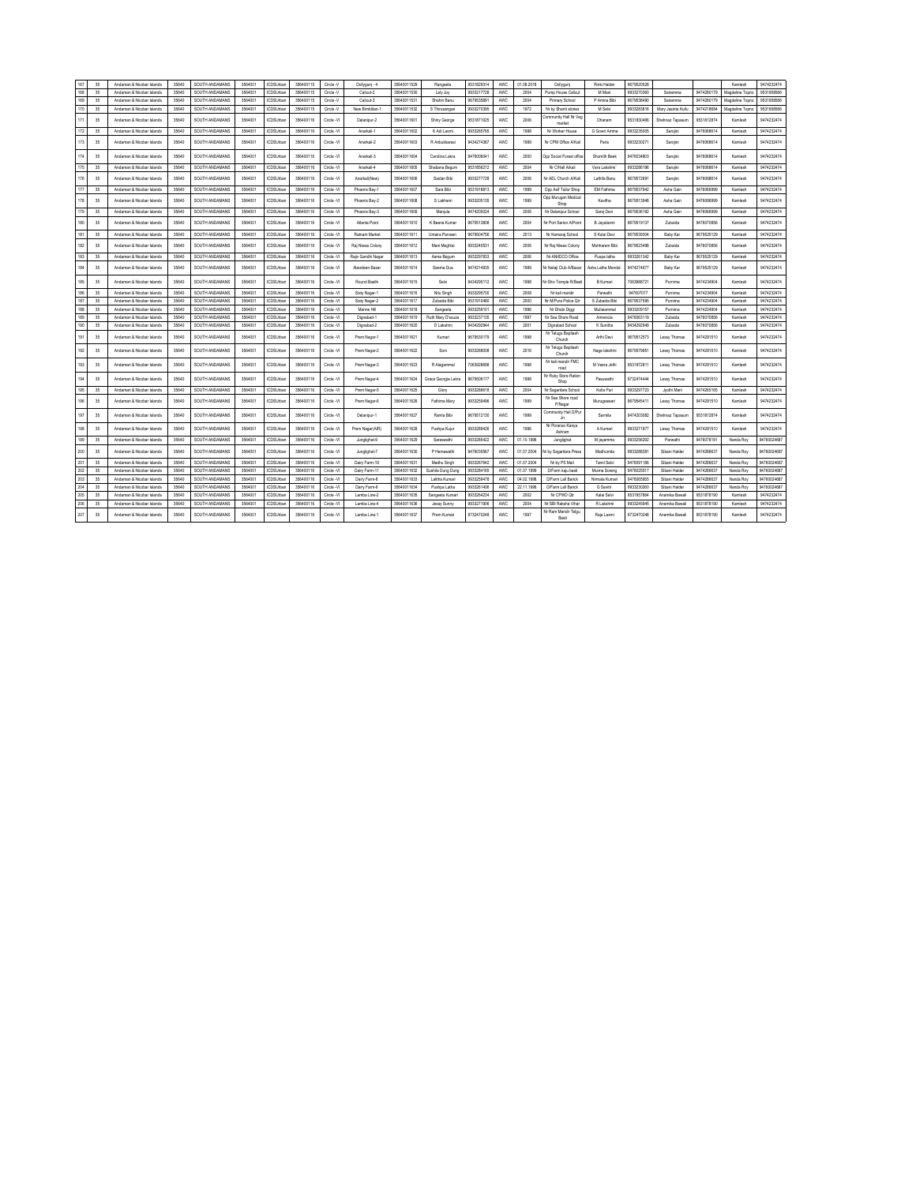| | | | | | | | | | | | | | | | | | | | | | | |
|---|---|---|---|---|---|---|---|---|---|---|---|---|---|---|---|---|---|---|---|---|---|---|
| 167 | 35 | Andaman & Nicobar Islands | 35640 | SOUTH ANDAMANS | 3564001 | ICDSUrban | 356400115 | Circle -V | Dollyganj - 4 | 35640011529 | Rangeeta | 9531829314 | AWC | 01.08.2018 | Dollyganj | Rinki Halder | 9679520526 | | | | Kamlesh | 9474232474 |
| 168 | 35 | Andaman & Nicobar Islands | 35640 | SOUTH ANDAMANS | 3564001 | ICDSUrban | 356400115 | Circle -V | Calicut-2 | 35640011530 | Laly Joy | 9933217728 | AWC | 2004 | Pump House Calicut | M Mani | 9933270260 | Swaramma | | 9474265179 | Magdeline Topno | 9531958566 |
| 169 | 35 | Andaman & Nicobar Islands | 35640 | SOUTH ANDAMANS | 3564001 | ICDSUrban | 356400115 | Circle -V | Calicut-3 | 35640011531 | Shahin Banu | 9679535891 | AWC | 2004 | Primary School | P Amina Bibi | 9679536490 | Swaramma | | 9474265179 | Magdeline Topno | 9531958566 |
| 170 | 35 | Andaman & Nicobar Islands | 35640 | SOUTH ANDAMANS | 3564001 | ICDSUrban | 356400115 | Circle -V | New Bimblitan-1 | 35640011532 | S Thiruvengari | 9933270396 | AWC | 1972 | Nr by Shanti stores | M Selvi | 9933283816 | Mary Jeevina Kullu | | 9474218684 | Magdeline Topno | 9531958566 |
| 171 | 35 | Andaman & Nicobar Islands | 35640 | SOUTH ANDAMANS | 3564001 | ICDSUrban | 356400116 | Circle -VI | Delanipur-2 | 35640011601 | Shiny George | 9531871025 | AWC | 2006 | Community Hall Nr Veg market | Dhanam | 9531830466 | Shehnaz Tapasum | | 9531812874 | Kamlesh | 9474232474 |
| 172 | 35 | Andaman & Nicobar Islands | 35640 | SOUTH ANDAMANS | 3564001 | ICDSUrban | 356400116 | Circle -VI | Aberkati-1 | 35640011602 | K Adi Laxmi | 9933265765 | AWC | 1998 | Nr Worker House | G Gowri Amma | 9933235005 | Sarojini | | 9476068614 | Kamlesh | 9474232474 |
| 173 | 35 | Andaman & Nicobar Islands | 35640 | SOUTH ANDAMANS | 3564001 | ICDSUrban | 356400116 | Circle -VI | Aberkati-2 | 35640011603 | R Anbukkarasi | 9434274367 | AWC | 1999 | Nr CPM Office A/Kati | Paris | 9933230271 | Sarojini | | 9476068614 | Kamlesh | 9474232474 |
| 174 | 35 | Andaman & Nicobar Islands | 35640 | SOUTH ANDAMANS | 3564001 | ICDSUrban | 356400116 | Circle -VI | Aberkati-3 | 35640011604 | Carolina Lakra | 9476006041 | AWC | 2000 | Opp Social Forest office | Shomith Beek | 9476034803 | Sarojini | | 9476068614 | Kamlesh | 9474232474 |
| 175 | 35 | Andaman & Nicobar Islands | 35640 | SOUTH ANDAMANS | 3564001 | ICDSUrban | 356400116 | Circle -VI | Aberkati-4 | 35640011605 | Shabana Begum | 9531856212 | AWC | 2004 | Nr C/Hall A/kati | Vara Lakshmi | 9933286196 | Sarojini | | 9476068614 | Kamlesh | 9474232474 |
| 176 | 35 | Andaman & Nicobar Islands | 35640 | SOUTH ANDAMANS | 3564001 | ICDSUrban | 356400116 | Circle -VI | Aberkati(New) | 35640011606 | Saidan Bibi | 9933277728 | AWC | 2006 | Nr AEL Church A/Kati | Lathifa Banu | 9679572891 | Sarojini | | 9476068614 | Kamlesh | 9474232474 |
| 177 | 35 | Andaman & Nicobar Islands | 35640 | SOUTH ANDAMANS | 3564001 | ICDSUrban | 356400116 | Circle -VI | Phoenix Bay-1 | 35640011607 | Sara Bibi | 9531918813 | AWC | 1999 | Opp Asif Tailor Shop | EM Fathima | 9679537942 | Asha Gain | | 9476068999 | Kamlesh | 9474232474 |
| 178 | 35 | Andaman & Nicobar Islands | 35640 | SOUTH ANDAMANS | 3564001 | ICDSUrban | 356400116 | Circle -VI | Phoenix Bay-2 | 35640011608 | S Lakhsmi | 9933205135 | AWC | 1999 | Opp Murugan Medical Shop | Kavitha | 9679513848 | Asha Gain | | 9476068999 | Kamlesh | 9474232474 |
| 179 | 35 | Andaman & Nicobar Islands | 35640 | SOUTH ANDAMANS | 3564001 | ICDSUrban | 356400116 | Circle -VI | Phoenix Bay-3 | 35640011609 | Manjula | 9474205024 | AWC | 2006 | Nr Delanipur School | Saroj Devi | 9679536192 | Asha Gain | | 9476068999 | Kamlesh | 9474232474 |
| 180 | 35 | Andaman & Nicobar Islands | 35640 | SOUTH ANDAMANS | 3564001 | ICDSUrban | 356400116 | Circle -VI | Atlanta Point | 35640011610 | K Beena Kumari | 9679513806 | AWC | 2004 | Nr Port Senior A/Point | B Jayalaxmi | 9679519137 | Zubaida | | 9476070856 | Kamlesh | 9474232474 |
| 181 | 35 | Andaman & Nicobar Islands | 35640 | SOUTH ANDAMANS | 3564001 | ICDSUrban | 356400116 | Circle -VI | Ratnam Market | 35640011611 | Umaira Parveen | 9679504756 | AWC | 2013 | Nr Kamaraj School | S Kalai Devi | 9679535004 | Baby Kar | | 9679525129 | Kamlesh | 9474232474 |
| 182 | 35 | Andaman & Nicobar Islands | 35640 | SOUTH ANDAMANS | 3564001 | ICDSUrban | 356400116 | Circle -VI | Raj Niwas Colony | 35640011612 | Mani Meghlai | 9933240531 | AWC | 2006 | Nr Raj Niwas Colony | Mohtaram Bibi | 9679523498 | Zubaida | | 9476070856 | Kamlesh | 9474232474 |
| 183 | 35 | Andaman & Nicobar Islands | 35640 | SOUTH ANDAMANS | 3564001 | ICDSUrban | 356400116 | Circle -VI | Rajiv Gandhi Nagar | 35640011613 | Asma Begum | 9933297833 | AWC | 2006 | Nr ANIIDCO Office | Puspa lalha | 9933261342 | Baby Kar | | 9679525129 | Kamlesh | 9474232474 |
| 184 | 35 | Andaman & Nicobar Islands | 35640 | SOUTH ANDAMANS | 3564001 | ICDSUrban | 356400116 | Circle -VI | Aberdeen Bazar | 35640011614 | Seema Dua | 9474214935 | AWC | 1999 | Nr Netaji Club A/Bazar | Asha Latha Mondal | 9474274677 | Baby Kar | | 9679525129 | Kamlesh | 9474232474 |
| 185 | 35 | Andaman & Nicobar Islands | 35640 | SOUTH ANDAMANS | 3564001 | ICDSUrban | 356400116 | Circle -VI | Round Basthi | 35640011615 | Selvi | 9434295112 | AWC | 1998 | Nr Shiv Temple R/Basti | B Kumari | 7063988721 | Purnima | | 9474234904 | Kamlesh | 9474232474 |
| 186 | 35 | Andaman & Nicobar Islands | 35640 | SOUTH ANDAMANS | 3564001 | ICDSUrban | 356400116 | Circle -VI | Sisty Nagar-1 | 35640011616 | Nita Singh | 9933295700 | AWC | 2008 | Nr kali mandir | Parwathi | 947607077 | Purnima | | 9474234904 | Kamlesh | 9474232474 |
| 187 | 35 | Andaman & Nicobar Islands | 35640 | SOUTH ANDAMANS | 3564001 | ICDSUrban | 356400116 | Circle -VI | Sisty Nagar-2 | 35640011617 | Zubaida Bibi | 9531910460 | AWC | 2000 | Nr M/Pura Police Qtr | S Zubaida Bibi | 9679537595 | Purnima | | 9474234904 | Kamlesh | 9474232474 |
| 188 | 35 | Andaman & Nicobar Islands | 35640 | SOUTH ANDAMANS | 3564001 | ICDSUrban | 356400116 | Circle -VI | Marine Hill | 35640011618 | Sangeeta | 9933259101 | AWC | 1996 | Nr Dhobi Diggi | Muthiammal | 9933209157 | Purnima | | 9474234904 | Kamlesh | 9474232474 |
| 189 | 35 | Andaman & Nicobar Islands | 35640 | SOUTH ANDAMANS | 3564001 | ICDSUrban | 356400116 | Circle -VI | Dignabad-1 | 35640011619 | Ruth Mary D'souza | 9933237135 | AWC | 1997 | Nr Sea Shore Road | Ammencia | 9476063119 | Zubaida | | 9476070856 | Kamlesh | 9474232474 |
| 190 | 35 | Andaman & Nicobar Islands | 35640 | SOUTH ANDAMANS | 3564001 | ICDSUrban | 356400116 | Circle -VI | Dignabad-2 | 35640011620 | D Lakshmi | 9434292944 | AWC | 2001 | Dignabad School | K Sunitha | 9434292949 | Zubaida | | 9476070856 | Kamlesh | 9474232474 |
| 191 | 35 | Andaman & Nicobar Islands | 35640 | SOUTH ANDAMANS | 3564001 | ICDSUrban | 356400116 | Circle -VI | Prem Nagar-1 | 35640011621 | Kumari | 9679535179 | AWC | 1998 | Nr Telugu Baptiesh Church | Arthi Devi | 9679512573 | Lessy Thomas | | 9474281510 | Kamlesh | 9474232474 |
| 192 | 35 | Andaman & Nicobar Islands | 35640 | SOUTH ANDAMANS | 3564001 | ICDSUrban | 356400116 | Circle -VI | Prem Nagar-2 | 35640011622 | Soni | 9933268006 | AWC | 2016 | Nr Telugu Baptiesh Church | Naga lakshmi | 9679579951 | Lessy Thomas | | 9474281510 | Kamlesh | 9474232474 |
| 193 | 35 | Andaman & Nicobar Islands | 35640 | SOUTH ANDAMANS | 3564001 | ICDSUrban | 356400116 | Circle -VI | Prem Nagar-3 | 35640011623 | R Alagammal | 7063928606 | AWC | 1998 | Nr kali mandir FMC road | M Veera Jothi | 9531872811 | Lessy Thomas | | 9474281510 | Kamlesh | 9474232474 |
| 194 | 35 | Andaman & Nicobar Islands | 35640 | SOUTH ANDAMANS | 3564001 | ICDSUrban | 356400116 | Circle -VI | Prem Nagar-4 | 35640011624 | Grace Georgia Lakra | 9679506177 | AWC | 1998 | Nr Ruby Store Ration Shop | Pasuwathi | 9732474444 | Lessy Thomas | | 9474281510 | Kamlesh | 9474232474 |
| 195 | 35 | Andaman & Nicobar Islands | 35640 | SOUTH ANDAMANS | 3564001 | ICDSUrban | 356400116 | Circle -VI | Prem Nagar-5 | 35640011625 | Glory | 9933288618 | AWC | 2004 | Nr Sagarbara School | Kella Pari | 9933297723 | Jyothi Mani | | 9474265165 | Kamlesh | 9474232474 |
| 196 | 35 | Andaman & Nicobar Islands | 35640 | SOUTH ANDAMANS | 3564001 | ICDSUrban | 356400116 | Circle -VI | Prem Nagar-6 | 35640011626 | Fathima Mary | 9933259496 | AWC | 1999 | Nr Sea Shore road P/Nagar | Murugeswari | 9679545411 | Lessy Thomas | | 9474281510 | Kamlesh | 9474232474 |
| 197 | 35 | Andaman & Nicobar Islands | 35640 | SOUTH ANDAMANS | 3564001 | ICDSUrban | 356400116 | Circle -VI | Delanipur-1 | 35640011627 | Ramla Bibi | 9679512130 | AWC | 1999 | Community Hall D/Pur Jn | Sarmila | 9474203682 | Shehnaz Tapasum | | 9531812874 | Kamlesh | 9474232474 |
| 198 | 35 | Andaman & Nicobar Islands | 35640 | SOUTH ANDAMANS | 3564001 | ICDSUrban | 356400116 | Circle -VI | Prem Nagar(AIR) | 35640011628 | Pushpa Kujur | 9933289426 | AWC | 1996 | Nr Poranso Kanya Ashram | A Kumari | 9933271877 | Lessy Thomas | | 9474281510 | Kamlesh | 9474232474 |
| 199 | 35 | Andaman & Nicobar Islands | 35640 | SOUTH ANDAMANS | 3564001 | ICDSUrban | 356400116 | Circle -VI | Junglighat-9 | 35640011629 | Saraswathi | 9933285422 | AWC | 01.10.1998 | Junglighat | M jayamma | 9933256292 | Parwathi | | 9476078191 | Nanda Roy | 94760024687 |
| 200 | 35 | Andaman & Nicobar Islands | 35640 | SOUTH ANDAMANS | 3564001 | ICDSUrban | 356400116 | Circle -VI | Junglighat-7 | 35640011630 | P Hemavathi | 9476035567 | AWC | 01.07.2004 | Nr by Sagarbara Press | Madhumita | 9933288381 | Sibani Halder | | 9474266637 | Nanda Roy | 94760024687 |
| 201 | 35 | Andaman & Nicobar Islands | 35640 | SOUTH ANDAMANS | 3564001 | ICDSUrban | 356400116 | Circle -VI | Dairy Farm-19 | 35640011631 | Madhu Singh | 9933287642 | AWC | 01.07.2004 | Nr by PS Mail | Tamil Selvi | 9476091166 | Sibani Halder | | 9474266637 | Nanda Roy | 94760024687 |
| 202 | 35 | Andaman & Nicobar Islands | 35640 | SOUTH ANDAMANS | 3564001 | ICDSUrban | 356400116 | Circle -VI | Dairy Farm-11 | 35640011632 | Sushila Dung Dung | 9933264165 | AWC | 01.07.1999 | D/Farm kaju basti | Muma Soreng | 9476025517 | Sibani Halder | | 9474266637 | Nanda Roy | 94760024687 |
| 203 | 35 | Andaman & Nicobar Islands | 35640 | SOUTH ANDAMANS | 3564001 | ICDSUrban | 356400116 | Circle -VI | Dairy Farm-8 | 35640011633 | Lalitha Kumari | 9933258478 | AWC | 04.02.1998 | D/Farm Lall Barick | Nirmala Kumari | 9476065855 | Sibani Halder | | 9474266637 | Nanda Roy | 94760024687 |
| 204 | 35 | Andaman & Nicobar Islands | 35640 | SOUTH ANDAMANS | 3564001 | ICDSUrban | 356400116 | Circle -VI | Dairy Farm-6 | 35640011634 | Pushpa Latha | 9933261406 | AWC | 22.11.1996 | D/Farm Lall Barick | G Savitri | 9933230260 | Sibani Halder | | 9474266637 | Nanda Roy | 94760024687 |
| 205 | 35 | Andaman & Nicobar Islands | 35640 | SOUTH ANDAMANS | 3564001 | ICDSUrban | 356400116 | Circle -VI | Lamba Line-2 | 35640011635 | Sangeeta Kumari | 9933264234 | AWC | 2002 | Nr CPWD Qtr | Kalai Selvi | 9531957894 | Anamika Biswali | | 9531878190 | Kamlesh | 9474232474 |
| 206 | 35 | Andaman & Nicobar Islands | 35640 | SOUTH ANDAMANS | 3564001 | ICDSUrban | 356400116 | Circle -VI | Lamba Line-4 | 35640011636 | Jessy Sunny | 9933271906 | AWC | 2004 | Nr SBI Raksha Vihar | R Lakshmi | 9933245645 | Anamika Biswali | | 9531878190 | Kamlesh | 9474232474 |
| 207 | 35 | Andaman & Nicobar Islands | 35640 | SOUTH ANDAMANS | 3564001 | ICDSUrban | 356400116 | Circle -VI | Lamba Line-1 | 35640011637 | Prem Kumari | 9732470248 | AWC | 1997 | Nr Ram Mandir Talgu Basti | Raja Laxmi | 9732470248 | Anamika Biswali | | 9531878190 | Kamlesh | 9474232474 |